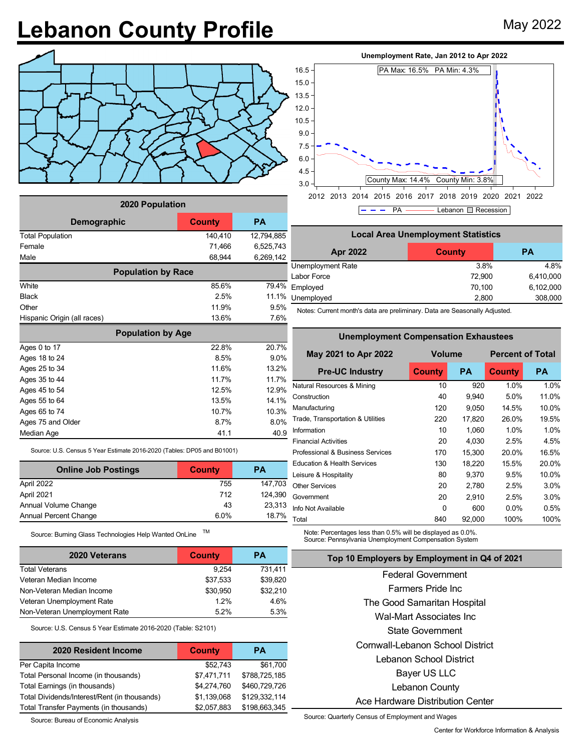# Lebanon County Profile

May 2022

**Unemployment Rate, Jan 2012 to Apr 2022**

PA Max: 16.5% PA Min: 4.3%

County Max: 14.4% County Min: 3.8%

| 2020 Population | | |
|---|---|---|
| **Demographic** | **County** | **PA** |
| Total Population | 140,410 | 12,794,885 |
| Female | 71,466 | 6,525,743 |
| Male | 68,944 | 6,269,142 |
| **Population by Race** | | |
| White | 85.6% | 79.4% |
| Black | 2.5% | 11.1% |
| Other | 11.9% | 9.5% |
| Hispanic Origin (all races) | 13.6% | 7.6% |
| **Population by Age** | | |
| Ages 0 to 17 | 22.8% | 20.7% |
| Ages 18 to 24 | 8.5% | 9.0% |
| Ages 25 to 34 | 11.6% | 13.2% |
| Ages 35 to 44 | 11.7% | 11.7% |
| Ages 45 to 54 | 12.5% | 12.9% |
| Ages 55 to 64 | 13.5% | 14.1% |
| Ages 65 to 74 | 10.7% | 10.3% |
| Ages 75 and Older | 8.7% | 8.0% |
| Median Age | 41.1 | 40.9 |

Source: U.S. Census 5 Year Estimate 2016-2020 (Tables: DP05 and B01001)

| Online Job Postings | County | PA |
|---|---|---|
| April 2022 | 755 | 147,703 |
| April 2021 | 712 | 124,390 |
| Annual Volume Change | 43 | 23,313 |
| Annual Percent Change | 6.0% | 18.7% |

Source: Burning Glass Technologies Help Wanted OnLine ™

| 2020 Veterans | County | PA |
|---|---|---|
| Total Veterans | 9,254 | 731,411 |
| Veteran Median Income | $37,533 | $39,820 |
| Non-Veteran Median Income | $30,950 | $32,210 |
| Veteran Unemployment Rate | 1.2% | 4.6% |
| Non-Veteran Unemployment Rate | 5.2% | 5.3% |

Source: U.S. Census 5 Year Estimate 2016-2020 (Table: S2101)

| 2020 Resident Income | County | PA |
|---|---|---|
| Per Capita Income | $52,743 | $61,700 |
| Total Personal Income (in thousands) | $7,471,711 | $788,725,185 |
| Total Earnings (in thousands) | $4,274,760 | $460,729,726 |
| Total Dividends/Interest/Rent (in thousands) | $1,139,068 | $129,332,114 |
| Total Transfer Payments (in thousands) | $2,057,883 | $198,663,345 |

Source: Bureau of Economic Analysis

| Local Area Unemployment Statistics | | |
|---|---|---|
| **Apr 2022** | **County** | **PA** |
| Unemployment Rate | 3.8% | 4.8% |
| Labor Force | 72,900 | 6,410,000 |
| Employed | 70,100 | 6,102,000 |
| Unemployed | 2,800 | 308,000 |

Notes: Current month's data are preliminary. Data are Seasonally Adjusted.

| Unemployment Compensation Exhaustees | | | | |
|---|---|---|---|---|
| **May 2021 to Apr 2022** | **Volume** | | **Percent of Total** | |
| **Pre-UC Industry** | **County** | **PA** | **County** | **PA** |
| Natural Resources & Mining | 10 | 920 | 1.0% | 1.0% |
| Construction | 40 | 9,940 | 5.0% | 11.0% |
| Manufacturing | 120 | 9,050 | 14.5% | 10.0% |
| Trade, Transportation & Utilities | 220 | 17,820 | 26.0% | 19.5% |
| Information | 10 | 1,060 | 1.0% | 1.0% |
| Financial Activities | 20 | 4,030 | 2.5% | 4.5% |
| Professional & Business Services | 170 | 15,300 | 20.0% | 16.5% |
| Education & Health Services | 130 | 18,220 | 15.5% | 20.0% |
| Leisure & Hospitality | 80 | 9,370 | 9.5% | 10.0% |
| Other Services | 20 | 2,780 | 2.5% | 3.0% |
| Government | 20 | 2,910 | 2.5% | 3.0% |
| Info Not Available | 0 | 600 | 0.0% | 0.5% |
| Total | 840 | 92,000 | 100% | 100% |

Note: Percentages less than 0.5% will be displayed as 0.0%.
Source: Pennsylvania Unemployment Compensation System

**Top 10 Employers by Employment in Q4 of 2021**

- Federal Government
- Farmers Pride Inc
- The Good Samaritan Hospital
- Wal-Mart Associates Inc
- State Government
- Cornwall-Lebanon School District
- Lebanon School District
- Bayer US LLC
- Lebanon County
- Ace Hardware Distribution Center

Source: Quarterly Census of Employment and Wages

Center for Workforce Information & Analysis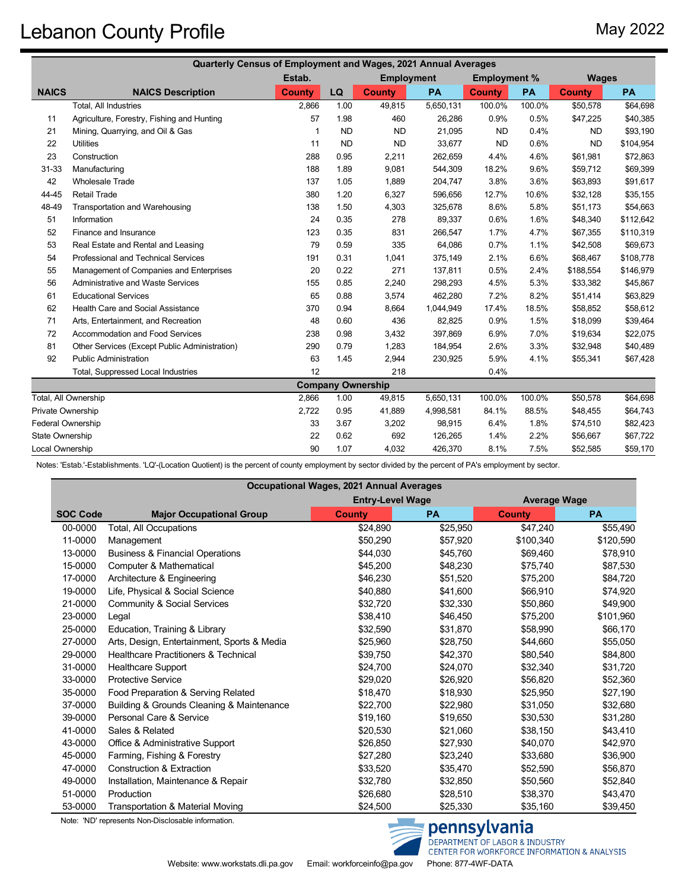# Lebanon County Profile

May 2022

| Quarterly Census of Employment and Wages, 2021 Annual Averages | | | | | | | | | |
|---|---|---|---|---|---|---|---|---|---|
| | | Estab. | | Employment | | Employment % | | Wages | |
| NAICS | NAICS Description | County | LQ | County | PA | County | PA | County | PA |
| | Total, All Industries | 2,866 | 1.00 | 49,815 | 5,650,131 | 100.0% | 100.0% | $50,578 | $64,698 |
| 11 | Agriculture, Forestry, Fishing and Hunting | 57 | 1.98 | 460 | 26,286 | 0.9% | 0.5% | $47,225 | $40,385 |
| 21 | Mining, Quarrying, and Oil & Gas | 1 | ND | ND | 21,095 | ND | 0.4% | ND | $93,190 |
| 22 | Utilities | 11 | ND | ND | 33,677 | ND | 0.6% | ND | $104,954 |
| 23 | Construction | 288 | 0.95 | 2,211 | 262,659 | 4.4% | 4.6% | $61,981 | $72,863 |
| 31-33 | Manufacturing | 188 | 1.89 | 9,081 | 544,309 | 18.2% | 9.6% | $59,712 | $69,399 |
| 42 | Wholesale Trade | 137 | 1.05 | 1,889 | 204,747 | 3.8% | 3.6% | $63,893 | $91,617 |
| 44-45 | Retail Trade | 380 | 1.20 | 6,327 | 596,656 | 12.7% | 10.6% | $32,128 | $35,155 |
| 48-49 | Transportation and Warehousing | 138 | 1.50 | 4,303 | 325,678 | 8.6% | 5.8% | $51,173 | $54,663 |
| 51 | Information | 24 | 0.35 | 278 | 89,337 | 0.6% | 1.6% | $48,340 | $112,642 |
| 52 | Finance and Insurance | 123 | 0.35 | 831 | 266,547 | 1.7% | 4.7% | $67,355 | $110,319 |
| 53 | Real Estate and Rental and Leasing | 79 | 0.59 | 335 | 64,086 | 0.7% | 1.1% | $42,508 | $69,673 |
| 54 | Professional and Technical Services | 191 | 0.31 | 1,041 | 375,149 | 2.1% | 6.6% | $68,467 | $108,778 |
| 55 | Management of Companies and Enterprises | 20 | 0.22 | 271 | 137,811 | 0.5% | 2.4% | $188,554 | $146,979 |
| 56 | Administrative and Waste Services | 155 | 0.85 | 2,240 | 298,293 | 4.5% | 5.3% | $33,382 | $45,867 |
| 61 | Educational Services | 65 | 0.88 | 3,574 | 462,280 | 7.2% | 8.2% | $51,414 | $63,829 |
| 62 | Health Care and Social Assistance | 370 | 0.94 | 8,664 | 1,044,949 | 17.4% | 18.5% | $58,852 | $58,612 |
| 71 | Arts, Entertainment, and Recreation | 48 | 0.60 | 436 | 82,825 | 0.9% | 1.5% | $18,099 | $39,464 |
| 72 | Accommodation and Food Services | 238 | 0.98 | 3,432 | 397,869 | 6.9% | 7.0% | $19,634 | $22,075 |
| 81 | Other Services (Except Public Administration) | 290 | 0.79 | 1,283 | 184,954 | 2.6% | 3.3% | $32,948 | $40,489 |
| 92 | Public Administration | 63 | 1.45 | 2,944 | 230,925 | 5.9% | 4.1% | $55,341 | $67,428 |
| | Total, Suppressed Local Industries | 12 | | 218 | | 0.4% | | | |
| **Company Ownership** | | | | | | | | | |
| Total, All Ownership | | 2,866 | 1.00 | 49,815 | 5,650,131 | 100.0% | 100.0% | $50,578 | $64,698 |
| Private Ownership | | 2,722 | 0.95 | 41,889 | 4,998,581 | 84.1% | 88.5% | $48,455 | $64,743 |
| Federal Ownership | | 33 | 3.67 | 3,202 | 98,915 | 6.4% | 1.8% | $74,510 | $82,423 |
| State Ownership | | 22 | 0.62 | 692 | 126,265 | 1.4% | 2.2% | $56,667 | $67,722 |
| Local Ownership | | 90 | 1.07 | 4,032 | 426,370 | 8.1% | 7.5% | $52,585 | $59,170 |

Notes: 'Estab.'-Establishments. 'LQ'-(Location Quotient) is the percent of county employment by sector divided by the percent of PA's employment by sector.

| Occupational Wages, 2021 Annual Averages | | | | | |
|---|---|---|---|---|---|
| | | Entry-Level Wage | | Average Wage | |
| SOC Code | Major Occupational Group | County | PA | County | PA |
| 00-0000 | Total, All Occupations | $24,890 | $25,950 | $47,240 | $55,490 |
| 11-0000 | Management | $50,290 | $57,920 | $100,340 | $120,590 |
| 13-0000 | Business & Financial Operations | $44,030 | $45,760 | $69,460 | $78,910 |
| 15-0000 | Computer & Mathematical | $45,200 | $48,230 | $75,740 | $87,530 |
| 17-0000 | Architecture & Engineering | $46,230 | $51,520 | $75,200 | $84,720 |
| 19-0000 | Life, Physical & Social Science | $40,880 | $41,600 | $66,910 | $74,920 |
| 21-0000 | Community & Social Services | $32,720 | $32,330 | $50,860 | $49,900 |
| 23-0000 | Legal | $38,410 | $46,450 | $75,200 | $101,960 |
| 25-0000 | Education, Training & Library | $32,590 | $31,870 | $58,990 | $66,170 |
| 27-0000 | Arts, Design, Entertainment, Sports & Media | $25,960 | $28,750 | $44,660 | $55,050 |
| 29-0000 | Healthcare Practitioners & Technical | $39,750 | $42,370 | $80,540 | $84,800 |
| 31-0000 | Healthcare Support | $24,700 | $24,070 | $32,340 | $31,720 |
| 33-0000 | Protective Service | $29,020 | $26,920 | $56,820 | $52,360 |
| 35-0000 | Food Preparation & Serving Related | $18,470 | $18,930 | $25,950 | $27,190 |
| 37-0000 | Building & Grounds Cleaning & Maintenance | $22,700 | $22,980 | $31,050 | $32,680 |
| 39-0000 | Personal Care & Service | $19,160 | $19,650 | $30,530 | $31,280 |
| 41-0000 | Sales & Related | $20,530 | $21,060 | $38,150 | $43,410 |
| 43-0000 | Office & Administrative Support | $26,850 | $27,930 | $40,070 | $42,970 |
| 45-0000 | Farming, Fishing & Forestry | $27,280 | $23,240 | $33,680 | $36,900 |
| 47-0000 | Construction & Extraction | $33,520 | $35,470 | $52,590 | $56,870 |
| 49-0000 | Installation, Maintenance & Repair | $32,780 | $32,850 | $50,560 | $52,840 |
| 51-0000 | Production | $26,680 | $28,510 | $38,370 | $43,470 |
| 53-0000 | Transportation & Material Moving | $24,500 | $25,330 | $35,160 | $39,450 |

Note: 'ND' represents Non-Disclosable information.

pennsylvania
DEPARTMENT OF LABOR & INDUSTRY
CENTER FOR WORKFORCE INFORMATION & ANALYSIS

Website: www.workstats.dli.pa.gov Email: workforceinfo@pa.gov Phone: 877-4WF-DATA